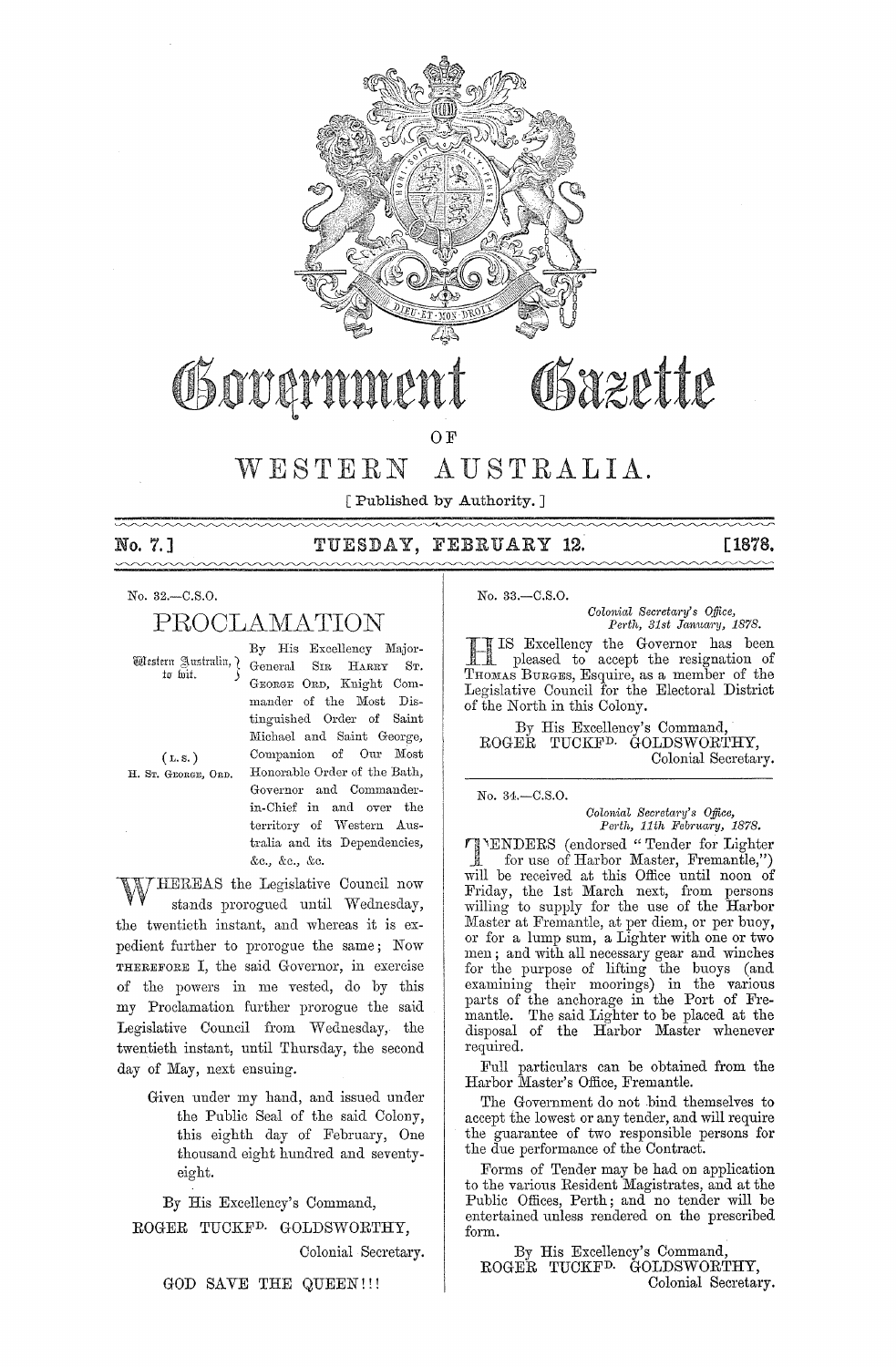# Government Gazette

## OF

# WESTERN AUSTRALIA.

[ Published by Authority. ]

**No. 7.] TUESDAY, FEBRUARY 12. [1878.**

No. 32.—C.S.O.

## PROCLAMATION

Western Australia, to wit.

(L.S.)
H. ST. GEORGE, ORD.

By His Excellency Major-General SIR HARRY ST. GEORGE ORD, Knight Commander of the Most Distinguished Order of Saint Michael and Saint George, Companion of Our Most Honorable Order of the Bath, Governor and Commander-in-Chief in and over the territory of Western Australia and its Dependencies, &c., &c., &c.

WHEREAS the Legislative Council now stands prorogued until Wednesday, the twentieth instant, and whereas it is expedient further to prorogue the same; Now THEREFORE I, the said Governor, in exercise of the powers in me vested, do by this my Proclamation further prorogue the said Legislative Council from Wednesday, the twentieth instant, until Thursday, the second day of May, next ensuing.

Given under my hand, and issued under the Public Seal of the said Colony, this eighth day of February, One thousand eight hundred and seventy-eight.

By His Excellency's Command,
ROGER TUCKFD. GOLDSWORTHY,
Colonial Secretary.

GOD SAVE THE QUEEN!!!

No. 33.—C.S.O.

*Colonial Secretary's Office,*
*Perth, 31st January, 1878.*

HIS Excellency the Governor has been pleased to accept the resignation of THOMAS BURGES, Esquire, as a member of the Legislative Council for the Electoral District of the North in this Colony.

By His Excellency's Command,
ROGER TUCKFD. GOLDSWORTHY,
Colonial Secretary.

---

No. 34.—C.S.O.

*Colonial Secretary's Office,*
*Perth, 11th February, 1878.*

TENDERS (endorsed "Tender for Lighter for use of Harbor Master, Fremantle,") will be received at this Office until noon of Friday, the 1st March next, from persons willing to supply for the use of the Harbor Master at Fremantle, at per diem, or per buoy, or for a lump sum, a Lighter with one or two men; and with all necessary gear and winches for the purpose of lifting the buoys (and examining their moorings) in the various parts of the anchorage in the Port of Fremantle. The said Lighter to be placed at the disposal of the Harbor Master whenever required.

Full particulars can be obtained from the Harbor Master's Office, Fremantle.

The Government do not bind themselves to accept the lowest or any tender, and will require the guarantee of two responsible persons for the due performance of the Contract.

Forms of Tender may be had on application to the various Resident Magistrates, and at the Public Offices, Perth; and no tender will be entertained unless rendered on the prescribed form.

By His Excellency's Command,
ROGER TUCKFD. GOLDSWORTHY,
Colonial Secretary.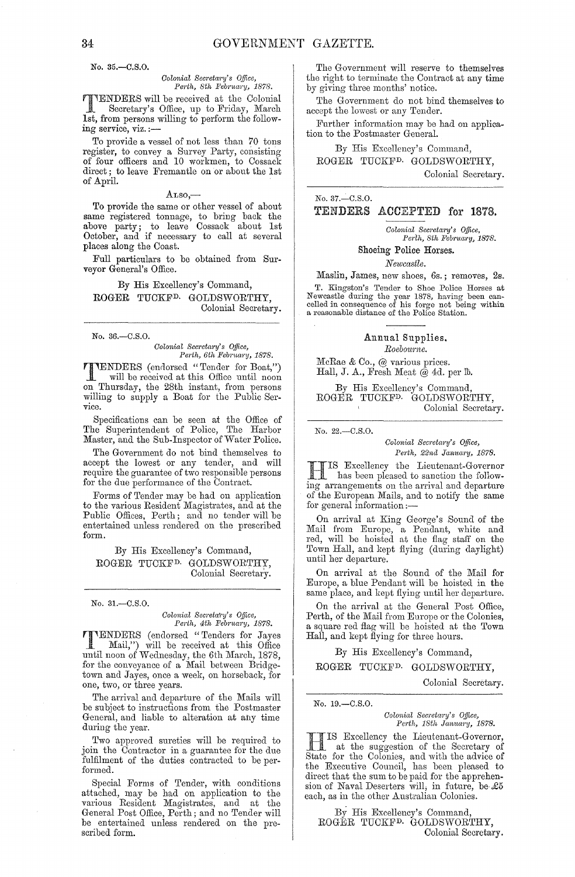No. 35.—C.S.O.

*Colonial Secretary's Office,*
*Perth, 8th February, 1878.*

TENDERS will be received at the Colonial Secretary's Office, up to Friday, March 1st, from persons willing to perform the following service, viz.:—

To provide a vessel of not less than 70 tons register, to convey a Survey Party, consisting of four officers and 10 workmen, to Cossack direct; to leave Fremantle on or about the 1st of April.

ALSO,—

To provide the same or other vessel of about same registered tonnage, to bring back the above party; to leave Cossack about 1st October, and if necessary to call at several places along the Coast.

Full particulars to be obtained from Surveyor General's Office.

By His Excellency's Command,
ROGER TUCKFD. GOLDSWORTHY,
Colonial Secretary.

---

No. 36.—C.S.O.

*Colonial Secretary's Office,*
*Perth, 6th February, 1878.*

TENDERS (endorsed "Tender for Boat,") will be received at this Office until noon on Thursday, the 28th instant, from persons willing to supply a Boat for the Public Service.

Specifications can be seen at the Office of The Superintendent of Police, The Harbor Master, and the Sub-Inspector of Water Police.

The Government do not bind themselves to accept the lowest or any tender, and will require the guarantee of two responsible persons for the due performance of the Contract.

Forms of Tender may be had on application to the various Resident Magistrates, and at the Public Offices, Perth; and no tender will be entertained unless rendered on the prescribed form.

By His Excellency's Command,
ROGER TUCKFD. GOLDSWORTHY,
Colonial Secretary.

---

No. 31.—C.S.O.

*Colonial Secretary's Office,*
*Perth, 4th February, 1878.*

TENDERS (endorsed "Tenders for Jayes Mail,") will be received at this Office until noon of Wednesday, the 6th March, 1878, for the conveyance of a Mail between Bridgetown and Jayes, once a week, on horseback, for one, two, or three years.

The arrival and departure of the Mails will be subject to instructions from the Postmaster General, and liable to alteration at any time during the year.

Two approved sureties will be required to join the Contractor in a guarantee for the due fulfilment of the duties contracted to be performed.

Special Forms of Tender, with conditions attached, may be had on application to the various Resident Magistrates, and at the General Post Office, Perth; and no Tender will be entertained unless rendered on the prescribed form.

The Government will reserve to themselves the right to terminate the Contract at any time by giving three months' notice.

The Government do not bind themselves to accept the lowest or any Tender.

Further information may be had on application to the Postmaster General.

By His Excellency's Command,
ROGER TUCKFD. GOLDSWORTHY,
Colonial Secretary.

---

No. 37.—C.S.O.

## TENDERS ACCEPTED for 1878.

*Colonial Secretary's Office,*
*Perth, 8th February, 1878.*

### Shoeing Police Horses.

*Newcastle.*

Maslin, James, new shoes, 6s.; removes, 2s.

T. Kingston's Tender to Shoe Police Horses at Newcastle during the year 1878, having been cancelled in consequence of his forge not being within a reasonable distance of the Police Station.

### Annual Supplies.

*Roebourne.*

McRae & Co., @ various prices.
Hall, J. A., Fresh Meat @ 4d. per lb.

By His Excellency's Command,
ROGER TUCKFD. GOLDSWORTHY,
Colonial Secretary.

---

No. 22.—C.S.O.

*Colonial Secretary's Office,*
*Perth, 22nd January, 1878.*

HIS Excellency the Lieutenant-Governor has been pleased to sanction the following arrangements on the arrival and departure of the European Mails, and to notify the same for general information:—

On arrival at King George's Sound of the Mail from Europe, a Pendant, white and red, will be hoisted at the flag staff on the Town Hall, and kept flying (during daylight) until her departure.

On arrival at the Sound of the Mail for Europe, a blue Pendant will be hoisted in the same place, and kept flying until her departure.

On the arrival at the General Post Office, Perth, of the Mail from Europe or the Colonies, a square red flag will be hoisted at the Town Hall, and kept flying for three hours.

By His Excellency's Command,
ROGER TUCKFD. GOLDSWORTHY,
Colonial Secretary.

---

No. 19.—C.S.O.

*Colonial Secretary's Office,*
*Perth, 18th January, 1878.*

HIS Excellency the Lieutenant-Governor, at the suggestion of the Secretary of State for the Colonies, and with the advice of the Executive Council, has been pleased to direct that the sum to be paid for the apprehension of Naval Deserters will, in future, be £5 each, as in the other Australian Colonies.

By His Excellency's Command,
ROGER TUCKFD. GOLDSWORTHY,
Colonial Secretary.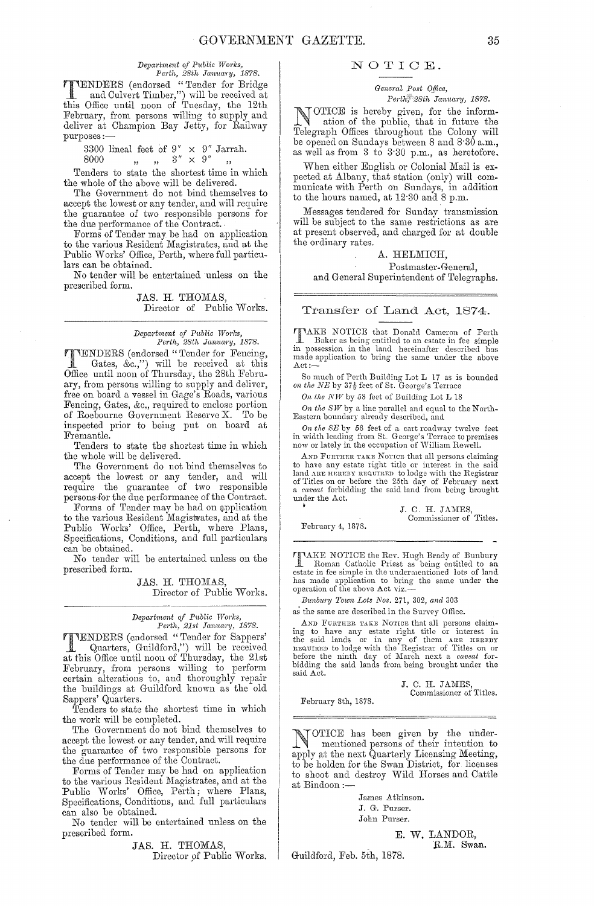*Department of Public Works,*
*Perth, 28th January, 1878.*

TENDERS (endorsed "Tender for Bridge and Culvert Timber,") will be received at this Office until noon of Tuesday, the 12th February, from persons willing to supply and deliver at Champion Bay Jetty, for Railway purposes:—

3300 lineal feet of 9″ × 9″ Jarrah.
8000 " " 3″ × 9″ "

Tenders to state the shortest time in which the whole of the above will be delivered.

The Government do not bind themselves to accept the lowest or any tender, and will require the guarantee of two responsible persons for the due performance of the Contract.

Forms of Tender may be had on application to the various Resident Magistrates, and at the Public Works' Office, Perth, where full particulars can be obtained.

No tender will be entertained unless on the prescribed form.

JAS. H. THOMAS,
Director of Public Works.

---

*Department of Public Works,*
*Perth, 28th January, 1878.*

TENDERS (endorsed "Tender for Fencing, Gates, &c.,") will be received at this Office until noon of Thursday, the 28th February, from persons willing to supply and deliver, free on board a vessel in Gage's Roads, various Fencing, Gates, &c., required to enclose portion of Roebourne Government Reserve X. To be inspected prior to being put on board at Fremantle.

Tenders to state the shortest time in which the whole will be delivered.

The Government do not bind themselves to accept the lowest or any tender, and will require the guarantee of two responsible persons for the due performance of the Contract.

Forms of Tender may be had on application to the various Resident Magistrates, and at the Public Works' Office, Perth, where Plans, Specifications, Conditions, and full particulars can be obtained.

No tender will be entertained unless on the prescribed form.

JAS. H. THOMAS,
Director of Public Works.

---

*Department of Public Works,*
*Perth, 21st January, 1878.*

TENDERS (endorsed "Tender for Sappers' Quarters, Guildford,") will be received at this Office until noon of Thursday, the 21st February, from persons willing to perform certain alterations to, and thoroughly repair the buildings at Guildford known as the old Sappers' Quarters.

Tenders to state the shortest time in which the work will be completed.

The Government do not bind themselves to accept the lowest or any tender, and will require the guarantee of two responsible persons for the due performance of the Contract.

Forms of Tender may be had on application to the various Resident Magistrates, and at the Public Works' Office, Perth; where Plans, Specifications, Conditions, and full particulars can also be obtained.

No tender will be entertained unless on the prescribed form.

JAS. H. THOMAS,
Director of Public Works.

---

## NOTICE.

*General Post Office,*
*Perth, 28th January, 1878.*

NOTICE is hereby given, for the information of the public, that in future the Telegraph Offices throughout the Colony will be opened on Sundays between 8 and 8·30 a.m., as well as from 3 to 3·30 p.m., as heretofore.

When either English or Colonial Mail is expected at Albany, that station (only) will communicate with Perth on Sundays, in addition to the hours named, at 12·30 and 8 p.m.

Messages tendered for Sunday transmission will be subject to the same restrictions as are at present observed, and charged for at double the ordinary rates.

A. HELMICH,
Postmaster-General,
and General Superintendent of Telegraphs.

---

## Transfer of Land Act, 1874.

TAKE NOTICE that Donald Cameron of Perth Baker as being entitled to an estate in fee simple in possession in the land hereinafter described has made application to bring the same under the above Act:—

So much of Perth Building Lot L 17 as is bounded *on the NE* by 37½ feet of St. George's Terrace

*On the NW* by 58 feet of Building Lot L 18

*On the SW* by a line parallel and equal to the North-Eastern boundary already described, and

*On the SE* by 58 feet of a cart roadway twelve feet in width leading from St. George's Terrace to premises now or lately in the occupation of William Rewell.

AND FURTHER TAKE NOTICE that all persons claiming to have any estate right title or interest in the said land ARE HEREBY REQUIRED to lodge with the Registrar of Titles on or before the 25th day of February next a *caveat* forbidding the said land from being brought under the Act.

J. C. H. JAMES,
Commissioner of Titles.

February 4, 1878.

---

TAKE NOTICE the Rev. Hugh Brady of Bunbury Roman Catholic Priest as being entitled to an estate in fee simple in the undermentioned lots of land has made application to bring the same under the operation of the above Act viz.—

*Bunbury Town Lots Nos.* 271, 302, *and* 303

as the same are described in the Survey Office.

AND FURTHER TAKE NOTICE that all persons claiming to have any estate right title or interest in the said lands or in any of them ARE HEREBY REQUIRED to lodge with the Registrar of Titles on or before the ninth day of March next a *caveat* forbidding the said lands from being brought under the said Act.

J. C. H. JAMES,
Commissioner of Titles.

February 8th, 1878.

---

NOTICE has been given by the undermentioned persons of their intention to apply at the next Quarterly Licensing Meeting, to be holden for the Swan District, for licenses to shoot and destroy Wild Horses and Cattle at Bindoon:—

James Atkinson.
J. G. Purser.
John Purser.

E. W. LANDOR,
R.M. Swan.

Guildford, Feb. 5th, 1878.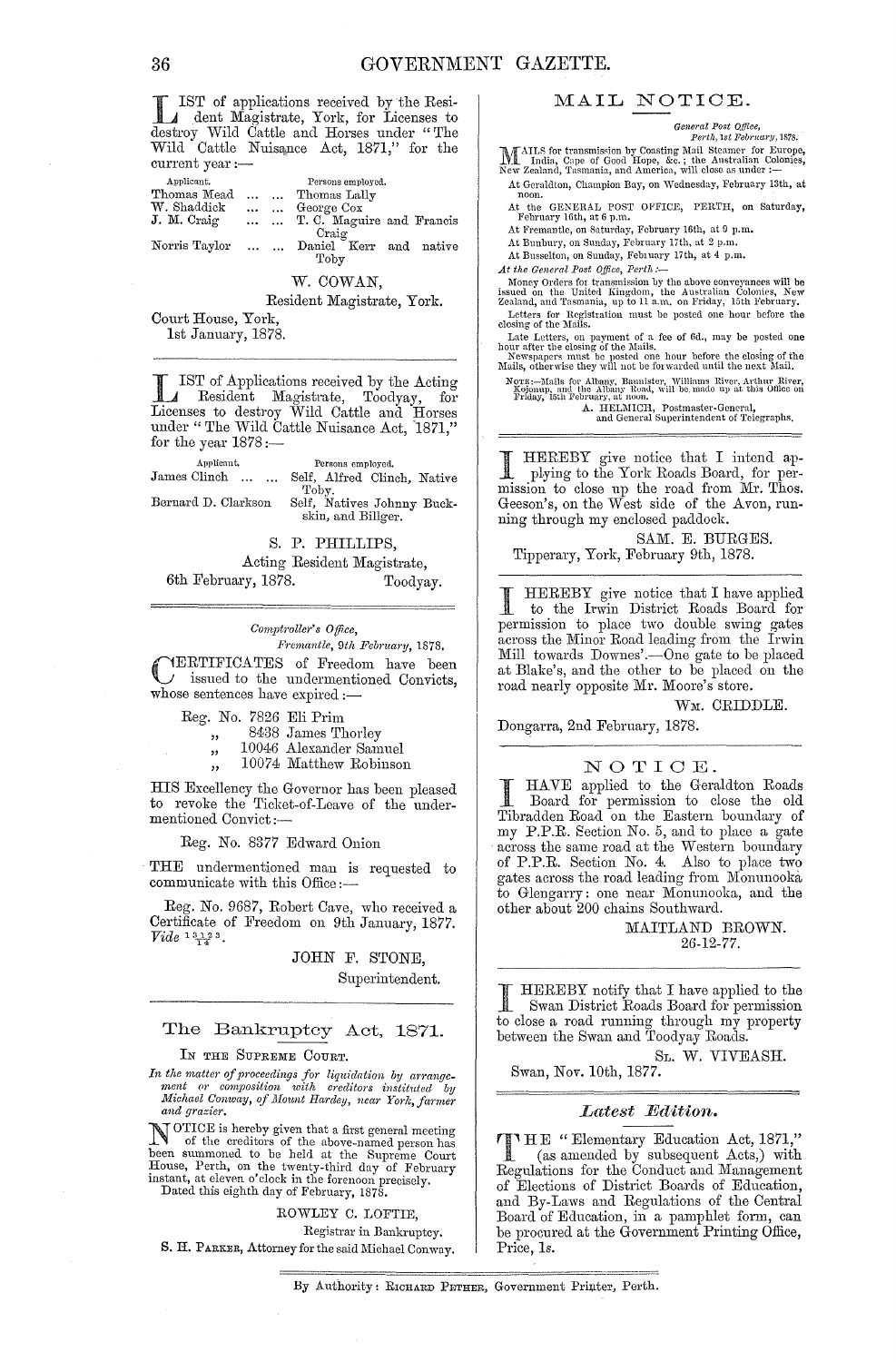LIST of applications received by the Resident Magistrate, York, for Licenses to destroy Wild Cattle and Horses under "The Wild Cattle Nuisance Act, 1871," for the current year:—

| Applicant. | Persons employed. |
|---|---|
| Thomas Mead ... ... | Thomas Lally |
| W. Shaddick ... ... | George Cox |
| J. M. Craig ... ... | T. C. Maguire and Francis Craig |
| Norris Taylor ... ... | Daniel Kerr and native Toby |

W. COWAN,
Resident Magistrate, York.

Court House, York,
1st January, 1878.

---

LIST of Applications received by the Acting Resident Magistrate, Toodyay, for Licenses to destroy Wild Cattle and Horses under "The Wild Cattle Nuisance Act, 1871," for the year 1878:—

| Applicant. | Persons employed. |
|---|---|
| James Clinch ... ... | Self, Alfred Clinch, Native Toby. |
| Bernard D. Clarkson | Self, Natives Johnny Buckskin, and Billger. |

S. P. PHILLIPS,
Acting Resident Magistrate,
6th February, 1878. Toodyay.

---

*Comptroller's Office,*
*Fremantle, 9th February, 1878.*

CERTIFICATES of Freedom have been issued to the undermentioned Convicts, whose sentences have expired:—

Reg. No. 7826 Eli Prim
" 8438 James Thorley
" 10046 Alexander Samuel
" 10074 Matthew Robinson

HIS Excellency the Governor has been pleased to revoke the Ticket-of-Leave of the undermentioned Convict:—

Reg. No. 8377 Edward Onion

THE undermentioned man is requested to communicate with this Office:—

Reg. No. 9687, Robert Cave, who received a Certificate of Freedom on 9th January, 1877. *Vide* $\frac{1312}{14}$.

JOHN F. STONE,
Superintendent.

---

## The Bankruptcy Act, 1871.

IN THE SUPREME COURT.

*In the matter of proceedings for liquidation by arrangement or composition with creditors instituted by Michael Conway, of Mount Hardey, near York, farmer and grazier.*

NOTICE is hereby given that a first general meeting of the creditors of the above-named person has been summoned to be held at the Supreme Court House, Perth, on the twenty-third day of February instant, at eleven o'clock in the forenoon precisely.
Dated this eighth day of February, 1878.

ROWLEY C. LOFTIE,
Registrar in Bankruptcy.

S. H. PARKER, Attorney for the said Michael Conway.

---

## MAIL NOTICE.

*General Post Office,*
*Perth, 1st February, 1878.*

MAILS for transmission by Coasting Mail Steamer for Europe, India, Cape of Good Hope, &c.; the Australian Colonies, New Zealand, Tasmania, and America, will close as under:—

At Geraldton, Champion Bay, on Wednesday, February 13th, at noon.

At the GENERAL POST OFFICE, PERTH, on Saturday, February 16th, at 6 p.m.

At Fremantle, on Saturday, February 16th, at 9 p.m.

At Bunbury, on Sunday, February 17th, at 2 p.m.

At Busselton, on Sunday, February 17th, at 4 p.m.

*At the General Post Office, Perth:—*

Money Orders for transmission by the above conveyances will be issued on the United Kingdom, the Australian Colonies, New Zealand, and Tasmania, up to 11 a.m. on Friday, 15th February.

Letters for Registration must be posted one hour before the closing of the Mails.

Late Letters, on payment of a fee of 6d., may be posted one hour after the closing of the Mails.

Newspapers must be posted one hour before the closing of the Mails, otherwise they will not be forwarded until the next Mail.

NOTE:—Mails for Albany, Bannister, Williams River, Arthur River, Kojonup, and the Albany Road, will be made up at this Office on Friday, 15th February, at noon.

A. HELMICH, Postmaster-General,
and General Superintendent of Telegraphs.

---

I HEREBY give notice that I intend applying to the York Roads Board, for permission to close up the road from Mr. Thos. Geeson's, on the West side of the Avon, running through my enclosed paddock.

SAM. E. BURGES.

Tipperary, York, February 9th, 1878.

---

I HEREBY give notice that I have applied to the Irwin District Roads Board for permission to place two double swing gates across the Minor Road leading from the Irwin Mill towards Downes'.—One gate to be placed at Blake's, and the other to be placed on the road nearly opposite Mr. Moore's store.

WM. CRIDDLE.

Dongarra, 2nd February, 1878.

---

## NOTICE.

I HAVE applied to the Geraldton Roads Board for permission to close the old Tibradden Road on the Eastern boundary of my P.P.R. Section No. 5, and to place a gate across the same road at the Western boundary of P.P.R. Section No. 4. Also to place two gates across the road leading from Monunooka to Glengarry: one near Monunooka, and the other about 200 chains Southward.

MAITLAND BROWN.
26-12-77.

---

I HEREBY notify that I have applied to the Swan District Roads Board for permission to close a road running through my property between the Swan and Toodyay Roads.

SL. W. VIVEASH.

Swan, Nov. 10th, 1877.

---

## *Latest Edition.*

THE "Elementary Education Act, 1871," (as amended by subsequent Acts,) with Regulations for the Conduct and Management of Elections of District Boards of Education, and By-Laws and Regulations of the Central Board of Education, in a pamphlet form, can be procured at the Government Printing Office, Price, 1s.

---

By Authority: RICHARD PETHER, Government Printer, Perth.